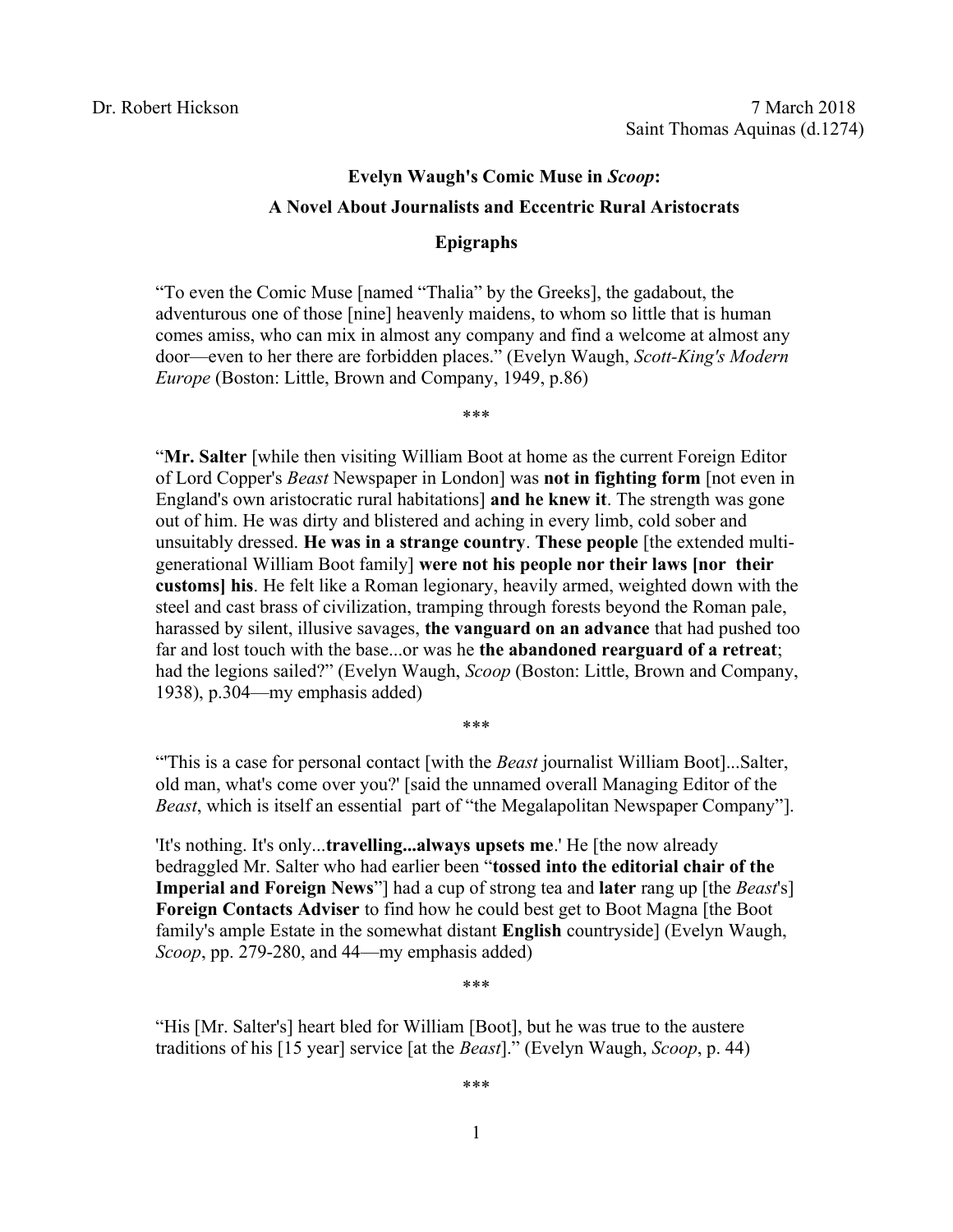Dr. Robert Hickson 7 March 2018

Saint Thomas Aquinas (d.1274)

## Evelyn Waugh's Comic Muse in *Scoop*:

## A Novel About Journalists and Eccentric Rural Aristocrats

### Epigraphs

"To even the Comic Muse [named "Thalia" by the Greeks], the gadabout, the adventurous one of those [nine] heavenly maidens, to whom so little that is human comes amiss, who can mix in almost any company and find a welcome at almost any door—even to her there are forbidden places." (Evelyn Waugh, *Scott-King's Modern Europe* (Boston: Little, Brown and Company, 1949, p.86)

\*\*\*

"**Mr. Salter** [while then visiting William Boot at home as the current Foreign Editor of Lord Copper's *Beast* Newspaper in London] was **not in fighting form** [not even in England's own aristocratic rural habitations] **and he knew it**. The strength was gone out of him. He was dirty and blistered and aching in every limb, cold sober and unsuitably dressed. **He was in a strange country**. **These people** [the extended multi-generational William Boot family] **were not his people nor their laws [nor their customs] his**. He felt like a Roman legionary, heavily armed, weighted down with the steel and cast brass of civilization, tramping through forests beyond the Roman pale, harassed by silent, illusive savages, **the vanguard on an advance** that had pushed too far and lost touch with the base...or was he **the abandoned rearguard of a retreat**; had the legions sailed?" (Evelyn Waugh, *Scoop* (Boston: Little, Brown and Company, 1938), p.304—my emphasis added)

\*\*\*

"'This is a case for personal contact [with the *Beast* journalist William Boot]...Salter, old man, what's come over you?' [said the unnamed overall Managing Editor of the *Beast*, which is itself an essential part of "the Megalapolitan Newspaper Company"].

'It's nothing. It's only...**travelling...always upsets me**.' He [the now already bedraggled Mr. Salter who had earlier been "**tossed into the editorial chair of the Imperial and Foreign News**"] had a cup of strong tea and **later** rang up [the *Beast*'s] **Foreign Contacts Adviser** to find how he could best get to Boot Magna [the Boot family's ample Estate in the somewhat distant **English** countryside] (Evelyn Waugh, *Scoop*, pp. 279-280, and 44—my emphasis added)

\*\*\*

"His [Mr. Salter's] heart bled for William [Boot], but he was true to the austere traditions of his [15 year] service [at the *Beast*]." (Evelyn Waugh, *Scoop*, p. 44)

\*\*\*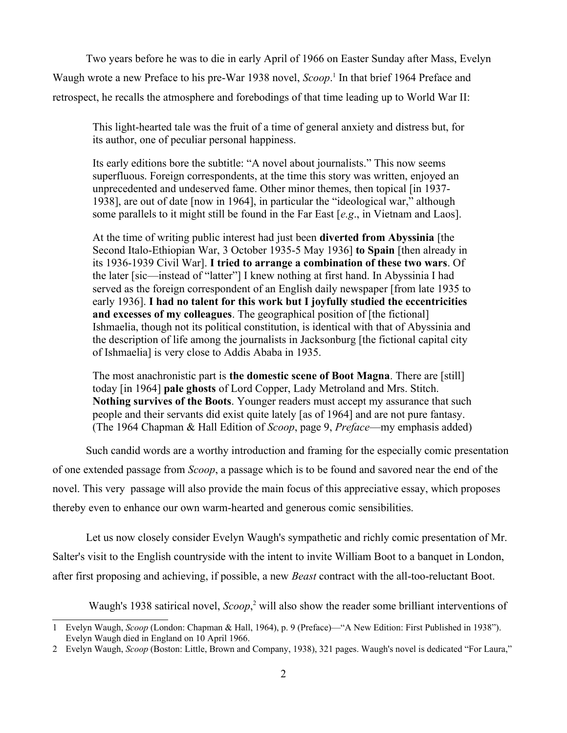Two years before he was to die in early April of 1966 on Easter Sunday after Mass, Evelyn Waugh wrote a new Preface to his pre-War 1938 novel, *Scoop*.[1] In that brief 1964 Preface and retrospect, he recalls the atmosphere and forebodings of that time leading up to World War II:

> This light-hearted tale was the fruit of a time of general anxiety and distress but, for its author, one of peculiar personal happiness.
>
> Its early editions bore the subtitle: "A novel about journalists." This now seems superfluous. Foreign correspondents, at the time this story was written, enjoyed an unprecedented and undeserved fame. Other minor themes, then topical [in 1937-1938], are out of date [now in 1964], in particular the "ideological war," although some parallels to it might still be found in the Far East [*e.g*., in Vietnam and Laos].
>
> At the time of writing public interest had just been **diverted from Abyssinia** [the Second Italo-Ethiopian War, 3 October 1935-5 May 1936] **to Spain** [then already in its 1936-1939 Civil War]. **I tried to arrange a combination of these two wars**. Of the later [sic—instead of "latter"] I knew nothing at first hand. In Abyssinia I had served as the foreign correspondent of an English daily newspaper [from late 1935 to early 1936]. **I had no talent for this work but I joyfully studied the eccentricities and excesses of my colleagues**. The geographical position of [the fictional] Ishmaelia, though not its political constitution, is identical with that of Abyssinia and the description of life among the journalists in Jacksonburg [the fictional capital city of Ishmaelia] is very close to Addis Ababa in 1935.
>
> The most anachronistic part is **the domestic scene of Boot Magna**. There are [still] today [in 1964] **pale ghosts** of Lord Copper, Lady Metroland and Mrs. Stitch. **Nothing survives of the Boots**. Younger readers must accept my assurance that such people and their servants did exist quite lately [as of 1964] and are not pure fantasy. (The 1964 Chapman & Hall Edition of *Scoop*, page 9, *Preface*—my emphasis added)

Such candid words are a worthy introduction and framing for the especially comic presentation of one extended passage from *Scoop*, a passage which is to be found and savored near the end of the novel. This very passage will also provide the main focus of this appreciative essay, which proposes thereby even to enhance our own warm-hearted and generous comic sensibilities.

Let us now closely consider Evelyn Waugh's sympathetic and richly comic presentation of Mr. Salter's visit to the English countryside with the intent to invite William Boot to a banquet in London, after first proposing and achieving, if possible, a new *Beast* contract with the all-too-reluctant Boot.

Waugh's 1938 satirical novel, *Scoop*,[2] will also show the reader some brilliant interventions of

---

1 Evelyn Waugh, *Scoop* (London: Chapman & Hall, 1964), p. 9 (Preface)—"A New Edition: First Published in 1938"). Evelyn Waugh died in England on 10 April 1966.

2 Evelyn Waugh, *Scoop* (Boston: Little, Brown and Company, 1938), 321 pages. Waugh's novel is dedicated "For Laura,"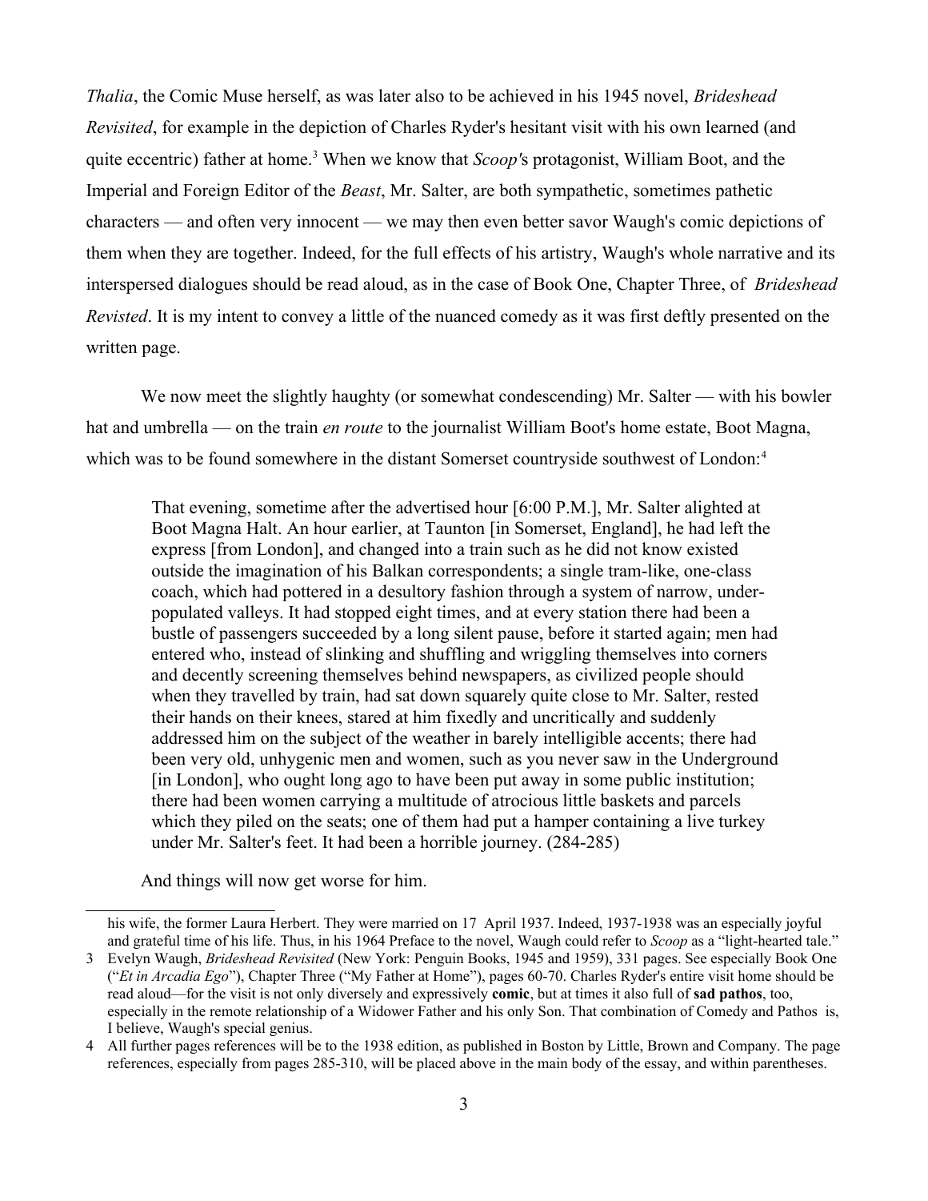*Thalia*, the Comic Muse herself, as was later also to be achieved in his 1945 novel, *Brideshead Revisited*, for example in the depiction of Charles Ryder's hesitant visit with his own learned (and quite eccentric) father at home.[3] When we know that *Scoop'*s protagonist, William Boot, and the Imperial and Foreign Editor of the *Beast*, Mr. Salter, are both sympathetic, sometimes pathetic characters — and often very innocent — we may then even better savor Waugh's comic depictions of them when they are together. Indeed, for the full effects of his artistry, Waugh's whole narrative and its interspersed dialogues should be read aloud, as in the case of Book One, Chapter Three, of *Brideshead Revisted*. It is my intent to convey a little of the nuanced comedy as it was first deftly presented on the written page.

We now meet the slightly haughty (or somewhat condescending) Mr. Salter — with his bowler hat and umbrella — on the train *en route* to the journalist William Boot's home estate, Boot Magna, which was to be found somewhere in the distant Somerset countryside southwest of London:[4]

> That evening, sometime after the advertised hour [6:00 P.M.], Mr. Salter alighted at Boot Magna Halt. An hour earlier, at Taunton [in Somerset, England], he had left the express [from London], and changed into a train such as he did not know existed outside the imagination of his Balkan correspondents; a single tram-like, one-class coach, which had pottered in a desultory fashion through a system of narrow, under-populated valleys. It had stopped eight times, and at every station there had been a bustle of passengers succeeded by a long silent pause, before it started again; men had entered who, instead of slinking and shuffling and wriggling themselves into corners and decently screening themselves behind newspapers, as civilized people should when they travelled by train, had sat down squarely quite close to Mr. Salter, rested their hands on their knees, stared at him fixedly and uncritically and suddenly addressed him on the subject of the weather in barely intelligible accents; there had been very old, unhygenic men and women, such as you never saw in the Underground [in London], who ought long ago to have been put away in some public institution; there had been women carrying a multitude of atrocious little baskets and parcels which they piled on the seats; one of them had put a hamper containing a live turkey under Mr. Salter's feet. It had been a horrible journey. (284-285)

And things will now get worse for him.

---

his wife, the former Laura Herbert. They were married on 17 April 1937. Indeed, 1937-1938 was an especially joyful and grateful time of his life. Thus, in his 1964 Preface to the novel, Waugh could refer to *Scoop* as a "light-hearted tale."

3 Evelyn Waugh, *Brideshead Revisited* (New York: Penguin Books, 1945 and 1959), 331 pages. See especially Book One ("*Et in Arcadia Ego*"), Chapter Three ("My Father at Home"), pages 60-70. Charles Ryder's entire visit home should be read aloud—for the visit is not only diversely and expressively **comic**, but at times it also full of **sad pathos**, too, especially in the remote relationship of a Widower Father and his only Son. That combination of Comedy and Pathos is, I believe, Waugh's special genius.

4 All further pages references will be to the 1938 edition, as published in Boston by Little, Brown and Company. The page references, especially from pages 285-310, will be placed above in the main body of the essay, and within parentheses.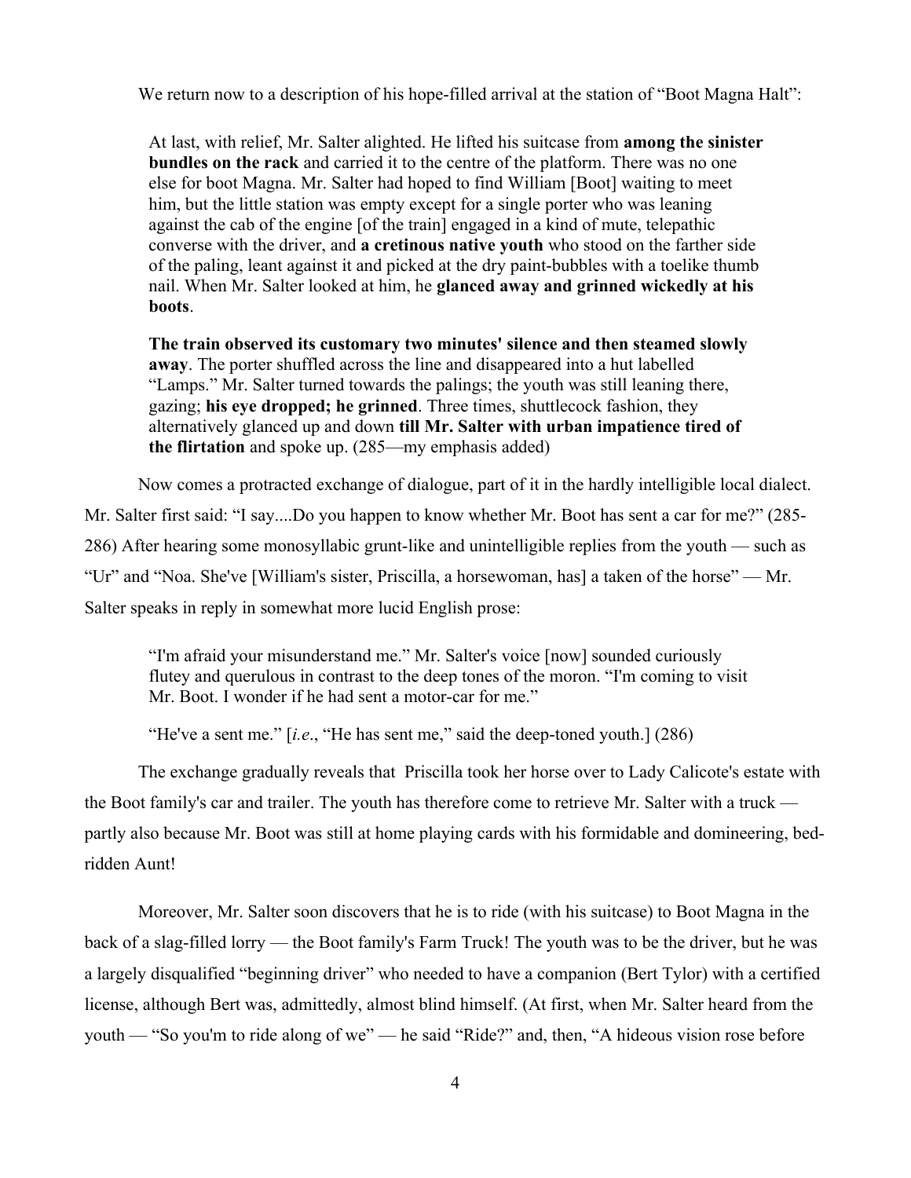We return now to a description of his hope-filled arrival at the station of "Boot Magna Halt":

> At last, with relief, Mr. Salter alighted. He lifted his suitcase from **among the sinister bundles on the rack** and carried it to the centre of the platform. There was no one else for boot Magna. Mr. Salter had hoped to find William [Boot] waiting to meet him, but the little station was empty except for a single porter who was leaning against the cab of the engine [of the train] engaged in a kind of mute, telepathic converse with the driver, and **a cretinous native youth** who stood on the farther side of the paling, leant against it and picked at the dry paint-bubbles with a toelike thumb nail. When Mr. Salter looked at him, he **glanced away and grinned wickedly at his boots**.
>
> **The train observed its customary two minutes' silence and then steamed slowly away**. The porter shuffled across the line and disappeared into a hut labelled "Lamps." Mr. Salter turned towards the palings; the youth was still leaning there, gazing; **his eye dropped; he grinned**. Three times, shuttlecock fashion, they alternatively glanced up and down **till Mr. Salter with urban impatience tired of the flirtation** and spoke up. (285—my emphasis added)

Now comes a protracted exchange of dialogue, part of it in the hardly intelligible local dialect. Mr. Salter first said: "I say....Do you happen to know whether Mr. Boot has sent a car for me?" (285-286) After hearing some monosyllabic grunt-like and unintelligible replies from the youth — such as "Ur" and "Noa. She've [William's sister, Priscilla, a horsewoman, has] a taken of the horse" — Mr. Salter speaks in reply in somewhat more lucid English prose:

> "I'm afraid your misunderstand me." Mr. Salter's voice [now] sounded curiously flutey and querulous in contrast to the deep tones of the moron. "I'm coming to visit Mr. Boot. I wonder if he had sent a motor-car for me."
>
> "He've a sent me." [*i.e*., "He has sent me," said the deep-toned youth.] (286)

The exchange gradually reveals that Priscilla took her horse over to Lady Calicote's estate with the Boot family's car and trailer. The youth has therefore come to retrieve Mr. Salter with a truck — partly also because Mr. Boot was still at home playing cards with his formidable and domineering, bed-ridden Aunt!

Moreover, Mr. Salter soon discovers that he is to ride (with his suitcase) to Boot Magna in the back of a slag-filled lorry — the Boot family's Farm Truck! The youth was to be the driver, but he was a largely disqualified "beginning driver" who needed to have a companion (Bert Tylor) with a certified license, although Bert was, admittedly, almost blind himself. (At first, when Mr. Salter heard from the youth — "So you'm to ride along of we" — he said "Ride?" and, then, "A hideous vision rose before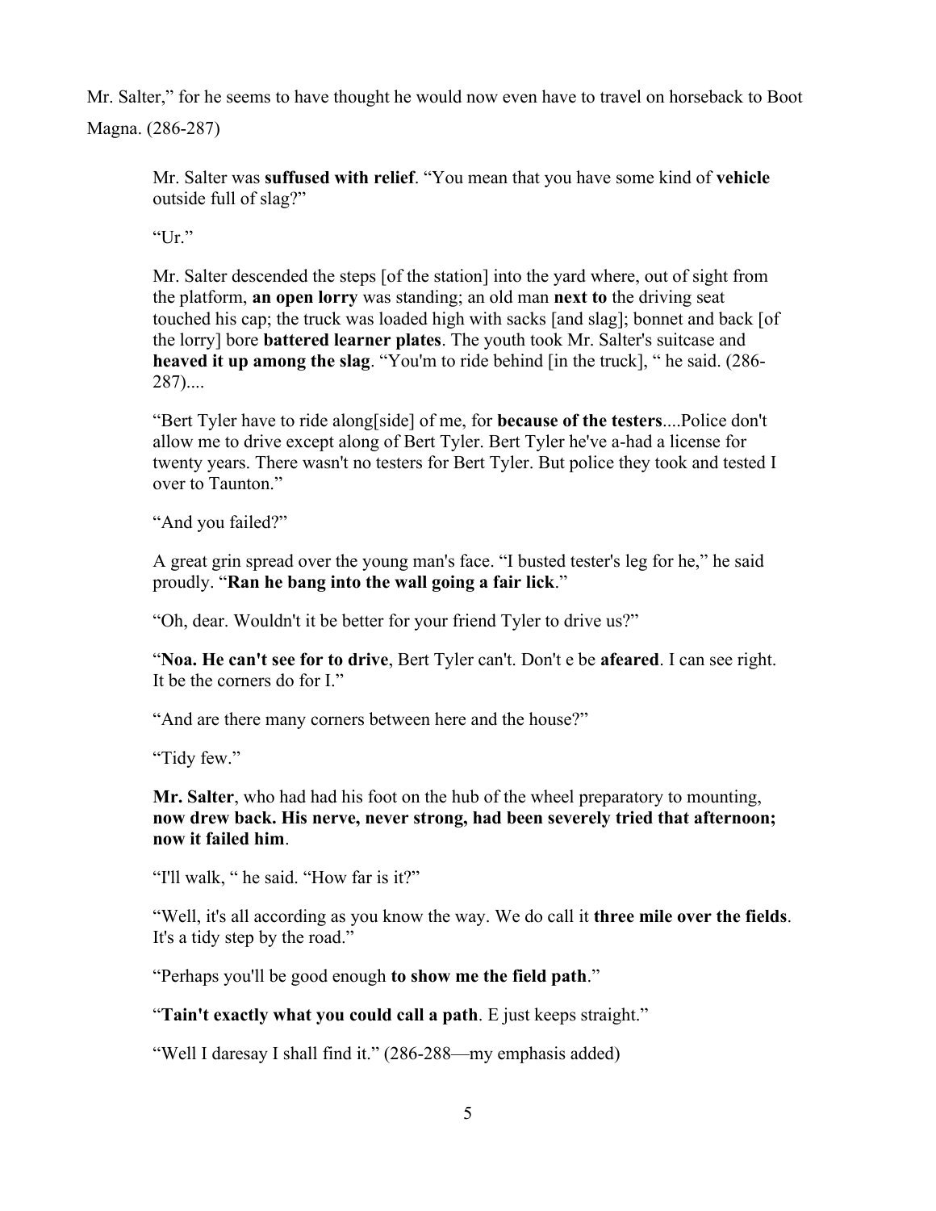Mr. Salter," for he seems to have thought he would now even have to travel on horseback to Boot Magna. (286-287)

> Mr. Salter was **suffused with relief**. "You mean that you have some kind of **vehicle** outside full of slag?"
>
> "Ur."
>
> Mr. Salter descended the steps [of the station] into the yard where, out of sight from the platform, **an open lorry** was standing; an old man **next to** the driving seat touched his cap; the truck was loaded high with sacks [and slag]; bonnet and back [of the lorry] bore **battered learner plates**. The youth took Mr. Salter's suitcase and **heaved it up among the slag**. "You'm to ride behind [in the truck], " he said. (286-287)....
>
> "Bert Tyler have to ride along[side] of me, for **because of the testers**....Police don't allow me to drive except along of Bert Tyler. Bert Tyler he've a-had a license for twenty years. There wasn't no testers for Bert Tyler. But police they took and tested I over to Taunton."
>
> "And you failed?"
>
> A great grin spread over the young man's face. "I busted tester's leg for he," he said proudly. "**Ran he bang into the wall going a fair lick**."
>
> "Oh, dear. Wouldn't it be better for your friend Tyler to drive us?"
>
> "**Noa. He can't see for to drive**, Bert Tyler can't. Don't e be **afeared**. I can see right. It be the corners do for I."
>
> "And are there many corners between here and the house?"
>
> "Tidy few."
>
> **Mr. Salter**, who had had his foot on the hub of the wheel preparatory to mounting, **now drew back. His nerve, never strong, had been severely tried that afternoon; now it failed him**.
>
> "I'll walk, " he said. "How far is it?"
>
> "Well, it's all according as you know the way. We do call it **three mile over the fields**. It's a tidy step by the road."
>
> "Perhaps you'll be good enough **to show me the field path**."
>
> "**Tain't exactly what you could call a path**. E just keeps straight."
>
> "Well I daresay I shall find it." (286-288—my emphasis added)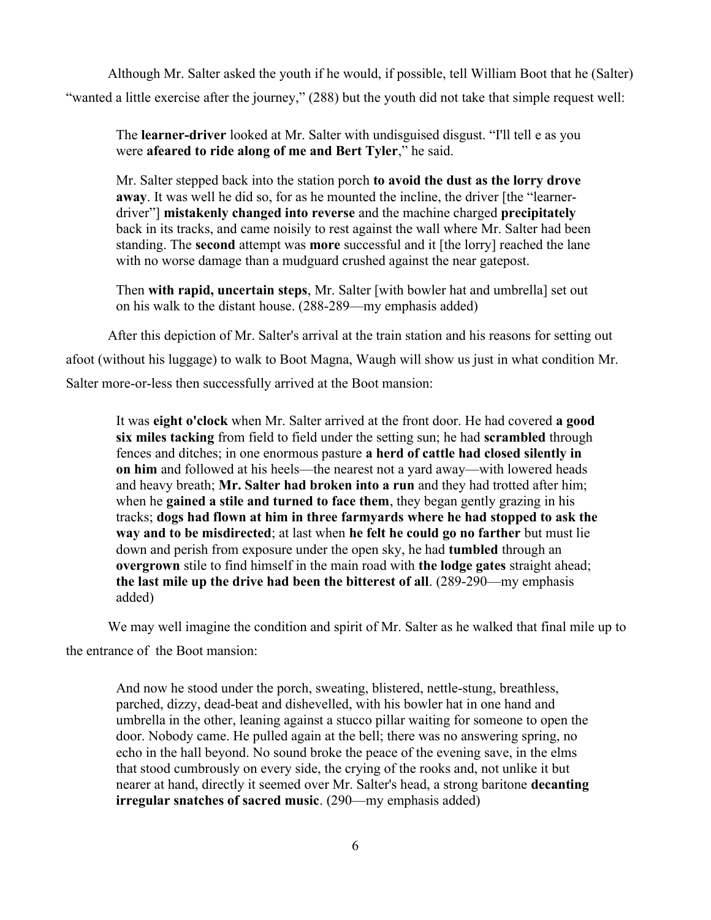Although Mr. Salter asked the youth if he would, if possible, tell William Boot that he (Salter) "wanted a little exercise after the journey," (288) but the youth did not take that simple request well:

> The **learner-driver** looked at Mr. Salter with undisguised disgust. "I'll tell e as you were **afeared to ride along of me and Bert Tyler**," he said.
>
> Mr. Salter stepped back into the station porch **to avoid the dust as the lorry drove away**. It was well he did so, for as he mounted the incline, the driver [the "learner-driver"] **mistakenly changed into reverse** and the machine charged **precipitately** back in its tracks, and came noisily to rest against the wall where Mr. Salter had been standing. The **second** attempt was **more** successful and it [the lorry] reached the lane with no worse damage than a mudguard crushed against the near gatepost.
>
> Then **with rapid, uncertain steps**, Mr. Salter [with bowler hat and umbrella] set out on his walk to the distant house. (288-289—my emphasis added)

After this depiction of Mr. Salter's arrival at the train station and his reasons for setting out afoot (without his luggage) to walk to Boot Magna, Waugh will show us just in what condition Mr. Salter more-or-less then successfully arrived at the Boot mansion:

> It was **eight o'clock** when Mr. Salter arrived at the front door. He had covered **a good six miles tacking** from field to field under the setting sun; he had **scrambled** through fences and ditches; in one enormous pasture **a herd of cattle had closed silently in on him** and followed at his heels—the nearest not a yard away—with lowered heads and heavy breath; **Mr. Salter had broken into a run** and they had trotted after him; when he **gained a stile and turned to face them**, they began gently grazing in his tracks; **dogs had flown at him in three farmyards where he had stopped to ask the way and to be misdirected**; at last when **he felt he could go no farther** but must lie down and perish from exposure under the open sky, he had **tumbled** through an **overgrown** stile to find himself in the main road with **the lodge gates** straight ahead; **the last mile up the drive had been the bitterest of all**. (289-290—my emphasis added)

We may well imagine the condition and spirit of Mr. Salter as he walked that final mile up to the entrance of the Boot mansion:

> And now he stood under the porch, sweating, blistered, nettle-stung, breathless, parched, dizzy, dead-beat and dishevelled, with his bowler hat in one hand and umbrella in the other, leaning against a stucco pillar waiting for someone to open the door. Nobody came. He pulled again at the bell; there was no answering spring, no echo in the hall beyond. No sound broke the peace of the evening save, in the elms that stood cumbrously on every side, the crying of the rooks and, not unlike it but nearer at hand, directly it seemed over Mr. Salter's head, a strong baritone **decanting irregular snatches of sacred music**. (290—my emphasis added)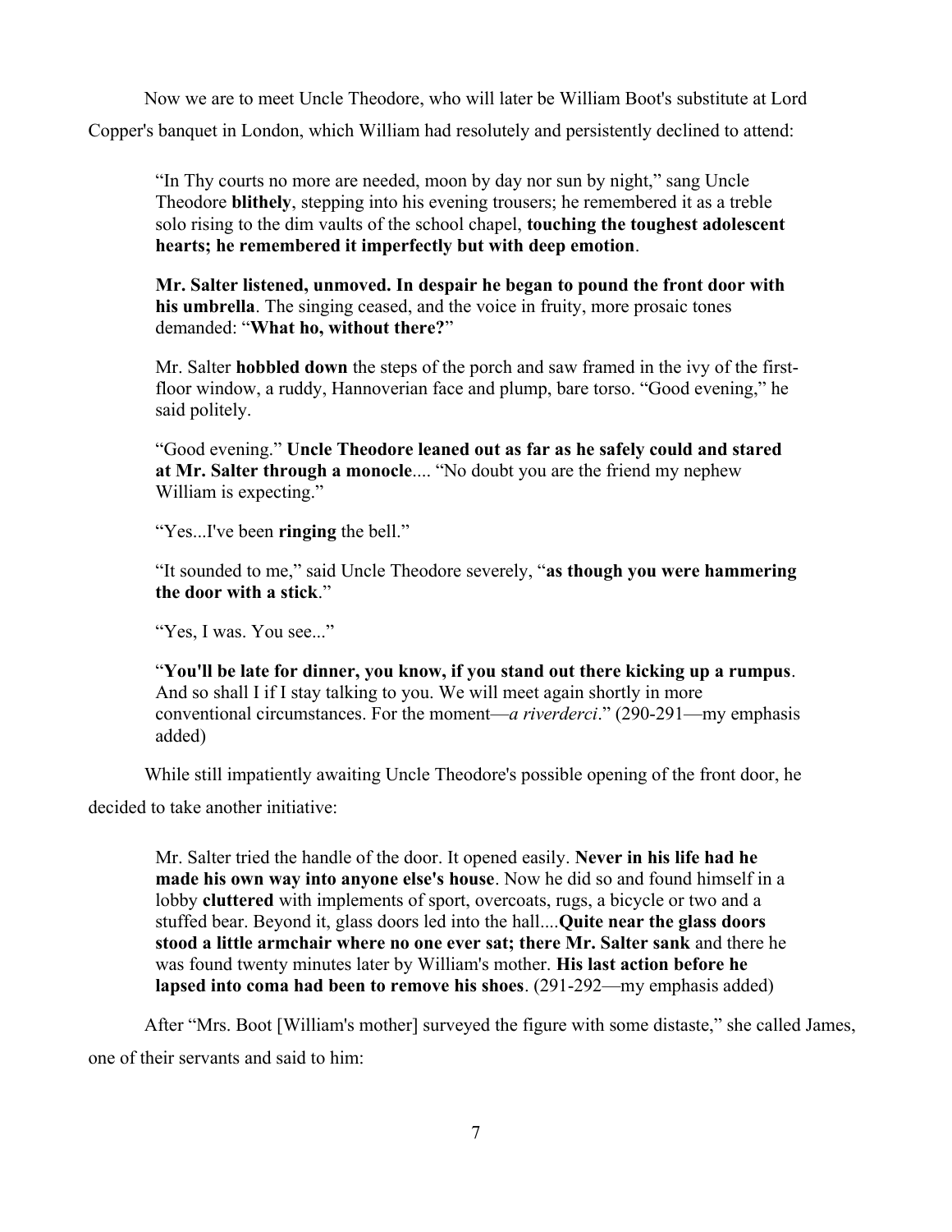Now we are to meet Uncle Theodore, who will later be William Boot's substitute at Lord Copper's banquet in London, which William had resolutely and persistently declined to attend:

> "In Thy courts no more are needed, moon by day nor sun by night," sang Uncle Theodore **blithely**, stepping into his evening trousers; he remembered it as a treble solo rising to the dim vaults of the school chapel, **touching the toughest adolescent hearts; he remembered it imperfectly but with deep emotion**.
>
> **Mr. Salter listened, unmoved. In despair he began to pound the front door with his umbrella**. The singing ceased, and the voice in fruity, more prosaic tones demanded: "**What ho, without there?**"
>
> Mr. Salter **hobbled down** the steps of the porch and saw framed in the ivy of the first-floor window, a ruddy, Hannoverian face and plump, bare torso. "Good evening," he said politely.
>
> "Good evening." **Uncle Theodore leaned out as far as he safely could and stared at Mr. Salter through a monocle**.... "No doubt you are the friend my nephew William is expecting."
>
> "Yes...I've been **ringing** the bell."
>
> "It sounded to me," said Uncle Theodore severely, "**as though you were hammering the door with a stick**."
>
> "Yes, I was. You see..."
>
> "**You'll be late for dinner, you know, if you stand out there kicking up a rumpus**. And so shall I if I stay talking to you. We will meet again shortly in more conventional circumstances. For the moment—*a riverderci*." (290-291—my emphasis added)

While still impatiently awaiting Uncle Theodore's possible opening of the front door, he decided to take another initiative:

> Mr. Salter tried the handle of the door. It opened easily. **Never in his life had he made his own way into anyone else's house**. Now he did so and found himself in a lobby **cluttered** with implements of sport, overcoats, rugs, a bicycle or two and a stuffed bear. Beyond it, glass doors led into the hall....**Quite near the glass doors stood a little armchair where no one ever sat; there Mr. Salter sank** and there he was found twenty minutes later by William's mother. **His last action before he lapsed into coma had been to remove his shoes**. (291-292—my emphasis added)

After "Mrs. Boot [William's mother] surveyed the figure with some distaste," she called James, one of their servants and said to him: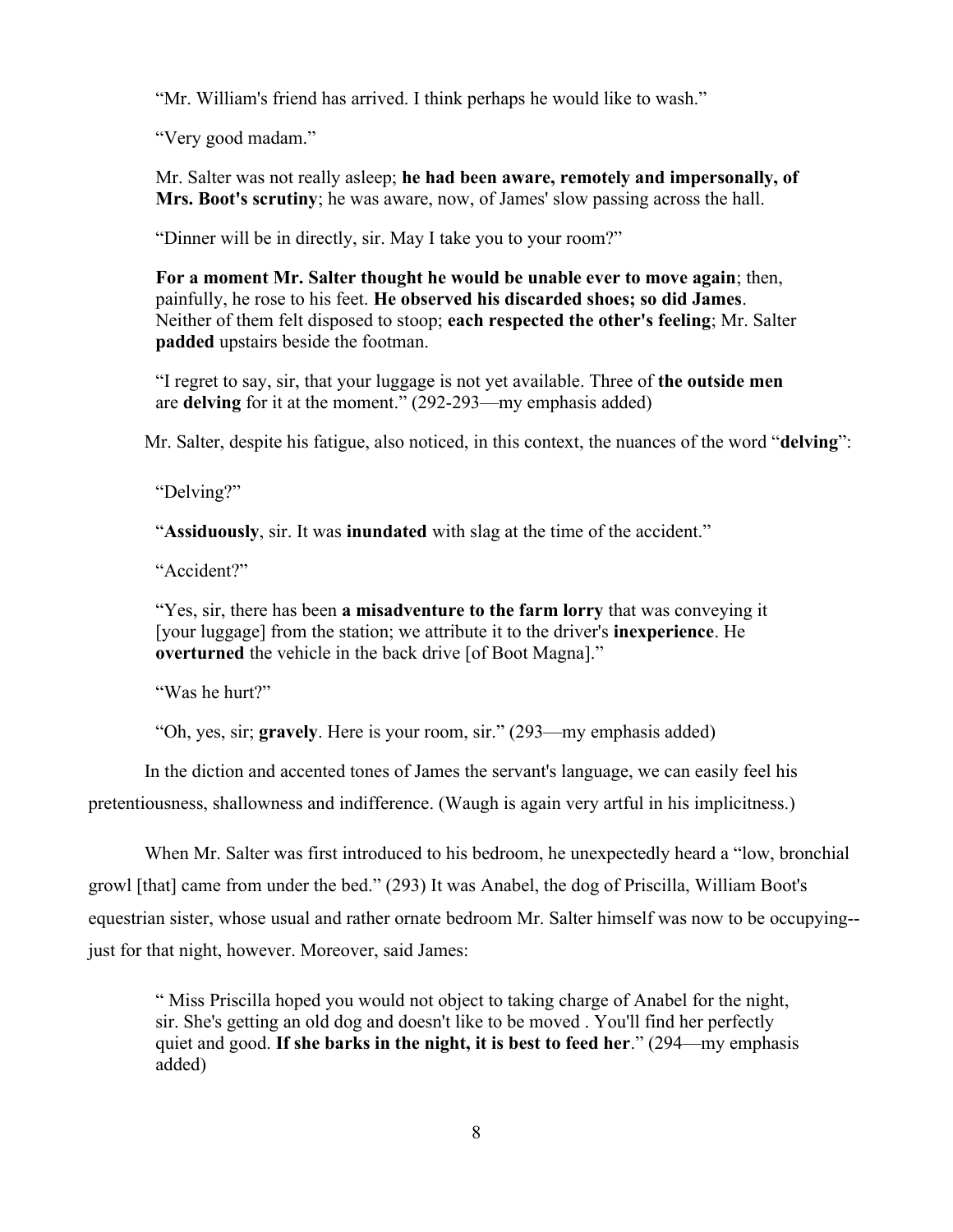> "Mr. William's friend has arrived. I think perhaps he would like to wash."
>
> "Very good madam."
>
> Mr. Salter was not really asleep; **he had been aware, remotely and impersonally, of Mrs. Boot's scrutiny**; he was aware, now, of James' slow passing across the hall.
>
> "Dinner will be in directly, sir. May I take you to your room?"
>
> **For a moment Mr. Salter thought he would be unable ever to move again**; then, painfully, he rose to his feet. **He observed his discarded shoes; so did James**. Neither of them felt disposed to stoop; **each respected the other's feeling**; Mr. Salter **padded** upstairs beside the footman.
>
> "I regret to say, sir, that your luggage is not yet available. Three of **the outside men** are **delving** for it at the moment." (292-293—my emphasis added)

Mr. Salter, despite his fatigue, also noticed, in this context, the nuances of the word "**delving**":

> "Delving?"
>
> "**Assiduously**, sir. It was **inundated** with slag at the time of the accident."
>
> "Accident?"
>
> "Yes, sir, there has been **a misadventure to the farm lorry** that was conveying it [your luggage] from the station; we attribute it to the driver's **inexperience**. He **overturned** the vehicle in the back drive [of Boot Magna]."
>
> "Was he hurt?"
>
> "Oh, yes, sir; **gravely**. Here is your room, sir." (293—my emphasis added)

In the diction and accented tones of James the servant's language, we can easily feel his pretentiousness, shallowness and indifference. (Waugh is again very artful in his implicitness.)

When Mr. Salter was first introduced to his bedroom, he unexpectedly heard a "low, bronchial growl [that] came from under the bed." (293) It was Anabel, the dog of Priscilla, William Boot's equestrian sister, whose usual and rather ornate bedroom Mr. Salter himself was now to be occupying--just for that night, however. Moreover, said James:

> " Miss Priscilla hoped you would not object to taking charge of Anabel for the night, sir. She's getting an old dog and doesn't like to be moved . You'll find her perfectly quiet and good. **If she barks in the night, it is best to feed her**." (294—my emphasis added)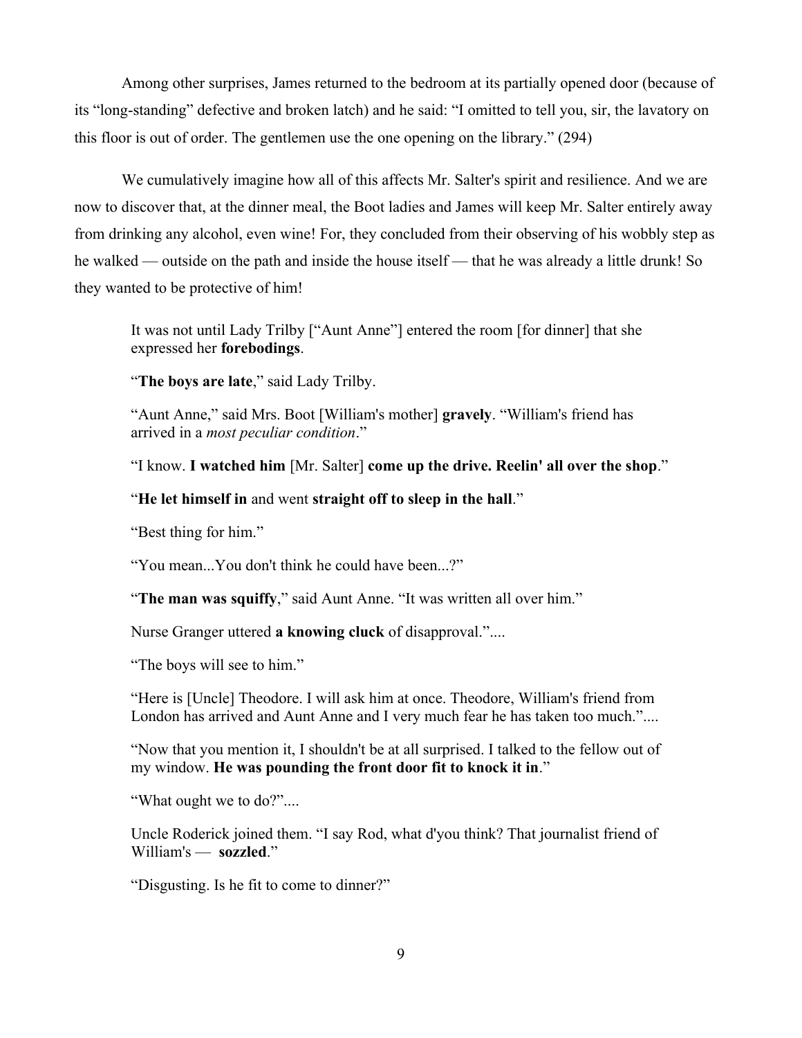Among other surprises, James returned to the bedroom at its partially opened door (because of its "long-standing" defective and broken latch) and he said: "I omitted to tell you, sir, the lavatory on this floor is out of order. The gentlemen use the one opening on the library." (294)

We cumulatively imagine how all of this affects Mr. Salter's spirit and resilience. And we are now to discover that, at the dinner meal, the Boot ladies and James will keep Mr. Salter entirely away from drinking any alcohol, even wine! For, they concluded from their observing of his wobbly step as he walked — outside on the path and inside the house itself — that he was already a little drunk! So they wanted to be protective of him!

> It was not until Lady Trilby ["Aunt Anne"] entered the room [for dinner] that she expressed her **forebodings**.
>
> "**The boys are late**," said Lady Trilby.
>
> "Aunt Anne," said Mrs. Boot [William's mother] **gravely**. "William's friend has arrived in a *most peculiar condition*."
>
> "I know. **I watched him** [Mr. Salter] **come up the drive. Reelin' all over the shop**."
>
> "**He let himself in** and went **straight off to sleep in the hall**."
>
> "Best thing for him."
>
> "You mean...You don't think he could have been...?"
>
> "**The man was squiffy**," said Aunt Anne. "It was written all over him."
>
> Nurse Granger uttered **a knowing cluck** of disapproval."....
>
> "The boys will see to him."
>
> "Here is [Uncle] Theodore. I will ask him at once. Theodore, William's friend from London has arrived and Aunt Anne and I very much fear he has taken too much."....
>
> "Now that you mention it, I shouldn't be at all surprised. I talked to the fellow out of my window. **He was pounding the front door fit to knock it in**."
>
> "What ought we to do?"....
>
> Uncle Roderick joined them. "I say Rod, what d'you think? That journalist friend of William's — **sozzled**."
>
> "Disgusting. Is he fit to come to dinner?"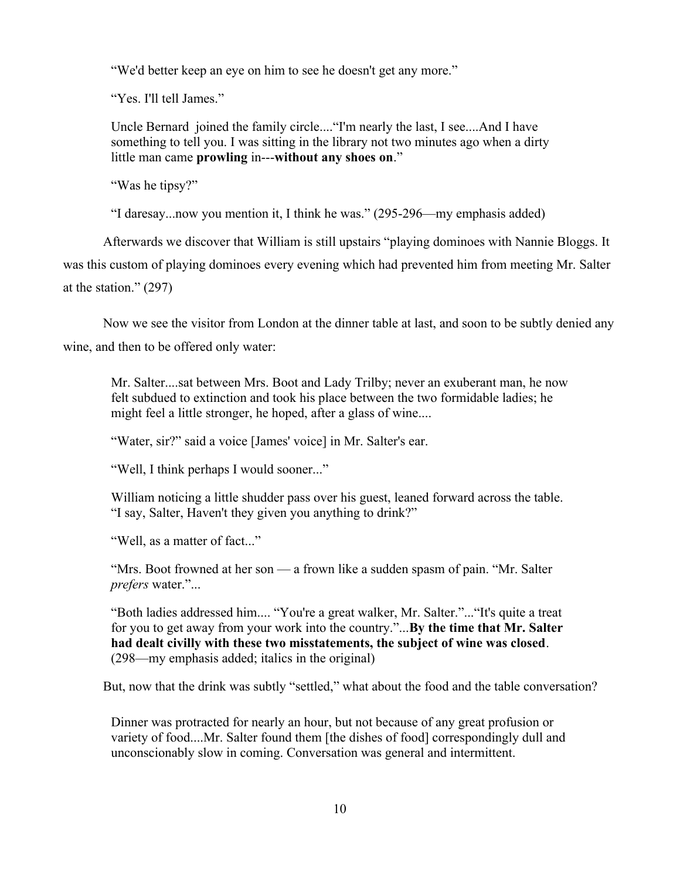> "We'd better keep an eye on him to see he doesn't get any more."
>
> "Yes. I'll tell James."
>
> Uncle Bernard joined the family circle...."I'm nearly the last, I see....And I have something to tell you. I was sitting in the library not two minutes ago when a dirty little man came **prowling** in---**without any shoes on**."
>
> "Was he tipsy?"
>
> "I daresay...now you mention it, I think he was." (295-296—my emphasis added)

Afterwards we discover that William is still upstairs "playing dominoes with Nannie Bloggs. It was this custom of playing dominoes every evening which had prevented him from meeting Mr. Salter at the station." (297)

Now we see the visitor from London at the dinner table at last, and soon to be subtly denied any wine, and then to be offered only water:

> Mr. Salter....sat between Mrs. Boot and Lady Trilby; never an exuberant man, he now felt subdued to extinction and took his place between the two formidable ladies; he might feel a little stronger, he hoped, after a glass of wine....
>
> "Water, sir?" said a voice [James' voice] in Mr. Salter's ear.
>
> "Well, I think perhaps I would sooner..."
>
> William noticing a little shudder pass over his guest, leaned forward across the table. "I say, Salter, Haven't they given you anything to drink?"
>
> "Well, as a matter of fact..."
>
> "Mrs. Boot frowned at her son — a frown like a sudden spasm of pain. "Mr. Salter *prefers* water."...
>
> "Both ladies addressed him.... "You're a great walker, Mr. Salter."..."It's quite a treat for you to get away from your work into the country."...**By the time that Mr. Salter had dealt civilly with these two misstatements, the subject of wine was closed**. (298—my emphasis added; italics in the original)

But, now that the drink was subtly "settled," what about the food and the table conversation?

> Dinner was protracted for nearly an hour, but not because of any great profusion or variety of food....Mr. Salter found them [the dishes of food] correspondingly dull and unconscionably slow in coming. Conversation was general and intermittent.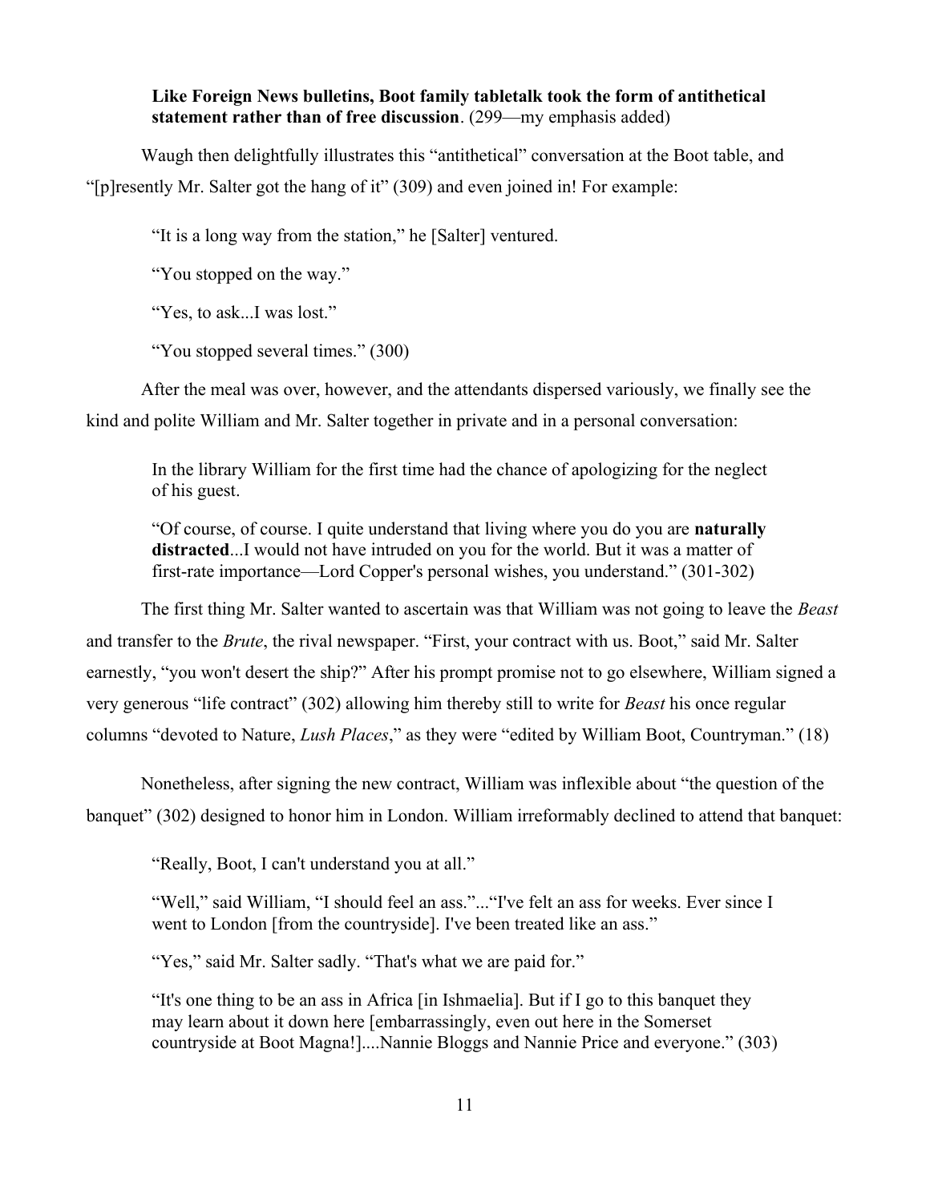> **Like Foreign News bulletins, Boot family tabletalk took the form of antithetical statement rather than of free discussion**. (299—my emphasis added)

Waugh then delightfully illustrates this "antithetical" conversation at the Boot table, and "[p]resently Mr. Salter got the hang of it" (309) and even joined in! For example:

> "It is a long way from the station," he [Salter] ventured.
>
> "You stopped on the way."
>
> "Yes, to ask...I was lost."
>
> "You stopped several times." (300)

After the meal was over, however, and the attendants dispersed variously, we finally see the kind and polite William and Mr. Salter together in private and in a personal conversation:

> In the library William for the first time had the chance of apologizing for the neglect of his guest.
>
> "Of course, of course. I quite understand that living where you do you are **naturally distracted**...I would not have intruded on you for the world. But it was a matter of first-rate importance—Lord Copper's personal wishes, you understand." (301-302)

The first thing Mr. Salter wanted to ascertain was that William was not going to leave the *Beast* and transfer to the *Brute*, the rival newspaper. "First, your contract with us. Boot," said Mr. Salter earnestly, "you won't desert the ship?" After his prompt promise not to go elsewhere, William signed a very generous "life contract" (302) allowing him thereby still to write for *Beast* his once regular columns "devoted to Nature, *Lush Places*," as they were "edited by William Boot, Countryman." (18)

Nonetheless, after signing the new contract, William was inflexible about "the question of the banquet" (302) designed to honor him in London. William irreformably declined to attend that banquet:

> "Really, Boot, I can't understand you at all."
>
> "Well," said William, "I should feel an ass."..."I've felt an ass for weeks. Ever since I went to London [from the countryside]. I've been treated like an ass."
>
> "Yes," said Mr. Salter sadly. "That's what we are paid for."
>
> "It's one thing to be an ass in Africa [in Ishmaelia]. But if I go to this banquet they may learn about it down here [embarrassingly, even out here in the Somerset countryside at Boot Magna!]....Nannie Bloggs and Nannie Price and everyone." (303)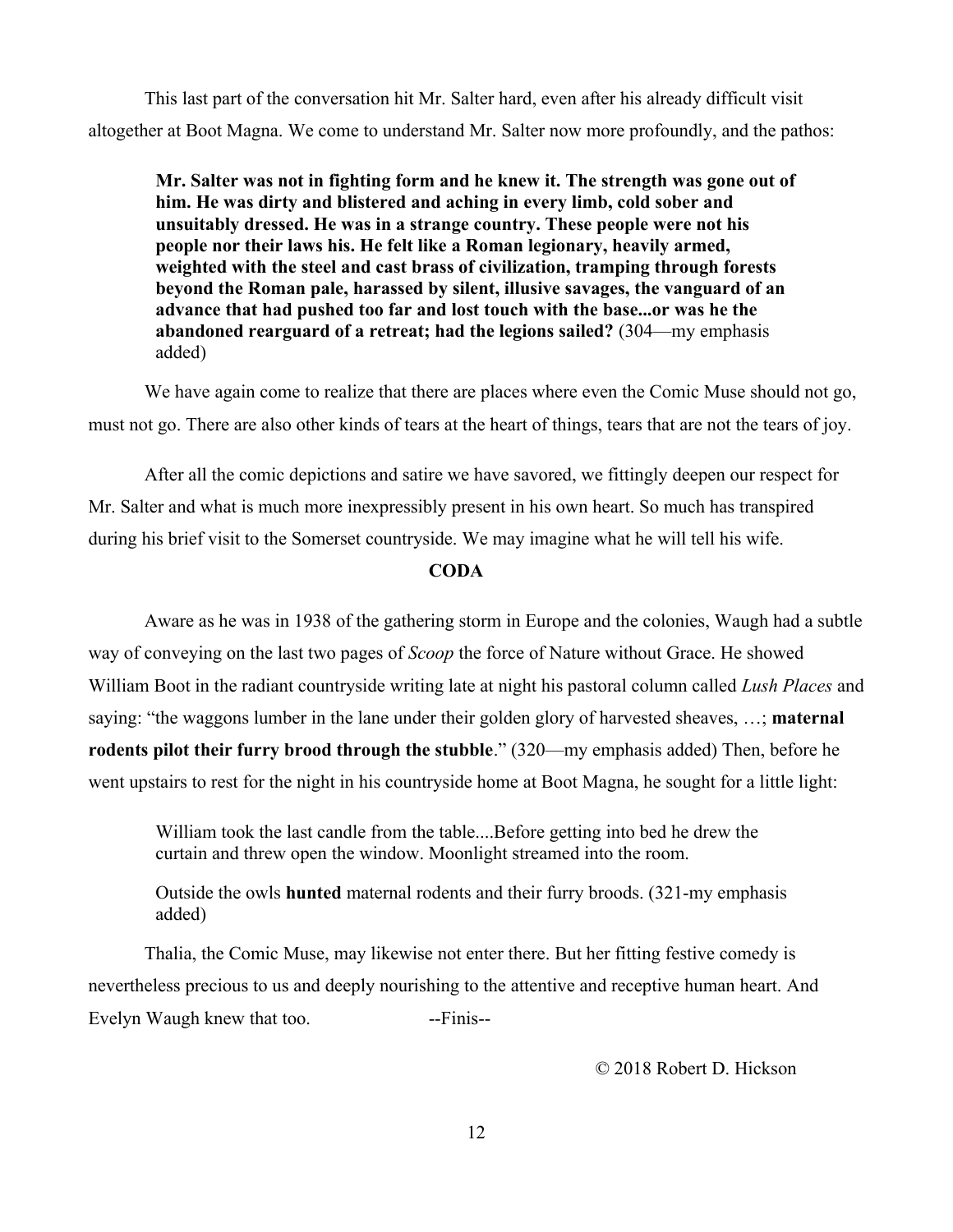This last part of the conversation hit Mr. Salter hard, even after his already difficult visit altogether at Boot Magna. We come to understand Mr. Salter now more profoundly, and the pathos:

> **Mr. Salter was not in fighting form and he knew it. The strength was gone out of him. He was dirty and blistered and aching in every limb, cold sober and unsuitably dressed. He was in a strange country. These people were not his people nor their laws his. He felt like a Roman legionary, heavily armed, weighted with the steel and cast brass of civilization, tramping through forests beyond the Roman pale, harassed by silent, illusive savages, the vanguard of an advance that had pushed too far and lost touch with the base...or was he the abandoned rearguard of a retreat; had the legions sailed?** (304—my emphasis added)

We have again come to realize that there are places where even the Comic Muse should not go, must not go. There are also other kinds of tears at the heart of things, tears that are not the tears of joy.

After all the comic depictions and satire we have savored, we fittingly deepen our respect for Mr. Salter and what is much more inexpressibly present in his own heart. So much has transpired during his brief visit to the Somerset countryside. We may imagine what he will tell his wife.

**CODA**

Aware as he was in 1938 of the gathering storm in Europe and the colonies, Waugh had a subtle way of conveying on the last two pages of *Scoop* the force of Nature without Grace. He showed William Boot in the radiant countryside writing late at night his pastoral column called *Lush Places* and saying: "the waggons lumber in the lane under their golden glory of harvested sheaves, …; **maternal rodents pilot their furry brood through the stubble**." (320—my emphasis added) Then, before he went upstairs to rest for the night in his countryside home at Boot Magna, he sought for a little light:

> William took the last candle from the table....Before getting into bed he drew the curtain and threw open the window. Moonlight streamed into the room.
>
> Outside the owls **hunted** maternal rodents and their furry broods. (321-my emphasis added)

Thalia, the Comic Muse, may likewise not enter there. But her fitting festive comedy is nevertheless precious to us and deeply nourishing to the attentive and receptive human heart. And Evelyn Waugh knew that too. --Finis--

© 2018 Robert D. Hickson